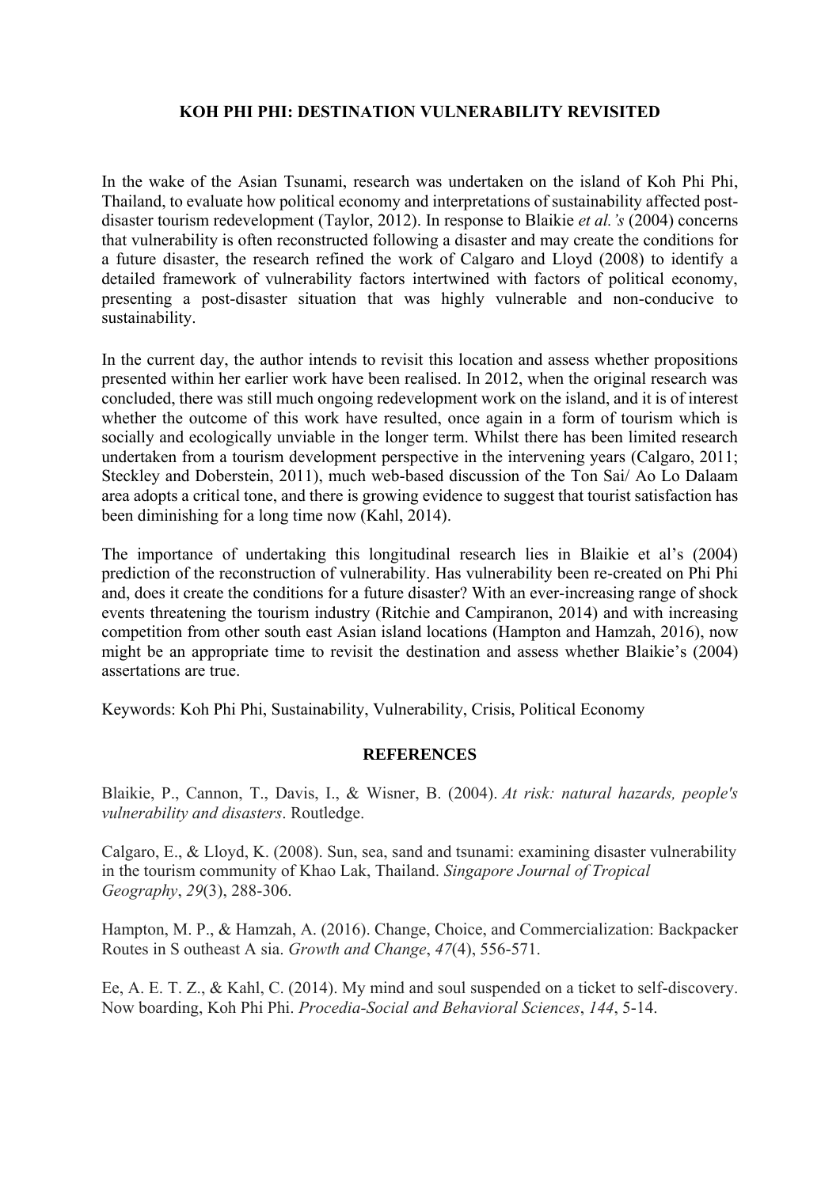# KOH PHI PHI: DESTINATION VULNERABILITY REVISITED

In the wake of the Asian Tsunami, research was undertaken on the island of Koh Phi Phi, Thailand, to evaluate how political economy and interpretations of sustainability affected post-disaster tourism redevelopment (Taylor, 2012). In response to Blaikie *et al.'s* (2004) concerns that vulnerability is often reconstructed following a disaster and may create the conditions for a future disaster, the research refined the work of Calgaro and Lloyd (2008) to identify a detailed framework of vulnerability factors intertwined with factors of political economy, presenting a post-disaster situation that was highly vulnerable and non-conducive to sustainability.

In the current day, the author intends to revisit this location and assess whether propositions presented within her earlier work have been realised. In 2012, when the original research was concluded, there was still much ongoing redevelopment work on the island, and it is of interest whether the outcome of this work have resulted, once again in a form of tourism which is socially and ecologically unviable in the longer term. Whilst there has been limited research undertaken from a tourism development perspective in the intervening years (Calgaro, 2011; Steckley and Doberstein, 2011), much web-based discussion of the Ton Sai/ Ao Lo Dalaam area adopts a critical tone, and there is growing evidence to suggest that tourist satisfaction has been diminishing for a long time now (Kahl, 2014).

The importance of undertaking this longitudinal research lies in Blaikie et al's (2004) prediction of the reconstruction of vulnerability. Has vulnerability been re-created on Phi Phi and, does it create the conditions for a future disaster? With an ever-increasing range of shock events threatening the tourism industry (Ritchie and Campiranon, 2014) and with increasing competition from other south east Asian island locations (Hampton and Hamzah, 2016), now might be an appropriate time to revisit the destination and assess whether Blaikie's (2004) assertations are true.

Keywords: Koh Phi Phi, Sustainability, Vulnerability, Crisis, Political Economy

## REFERENCES

Blaikie, P., Cannon, T., Davis, I., & Wisner, B. (2004). *At risk: natural hazards, people's vulnerability and disasters*. Routledge.

Calgaro, E., & Lloyd, K. (2008). Sun, sea, sand and tsunami: examining disaster vulnerability in the tourism community of Khao Lak, Thailand. *Singapore Journal of Tropical Geography*, *29*(3), 288-306.

Hampton, M. P., & Hamzah, A. (2016). Change, Choice, and Commercialization: Backpacker Routes in S outheast A sia. *Growth and Change*, *47*(4), 556-571.

Ee, A. E. T. Z., & Kahl, C. (2014). My mind and soul suspended on a ticket to self-discovery. Now boarding, Koh Phi Phi. *Procedia-Social and Behavioral Sciences*, *144*, 5-14.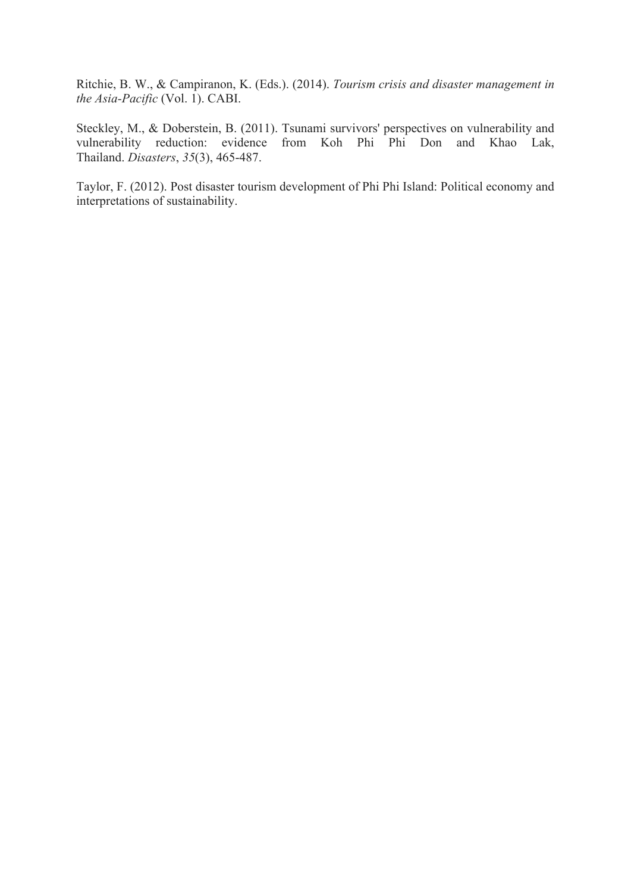Ritchie, B. W., & Campiranon, K. (Eds.). (2014). *Tourism crisis and disaster management in the Asia-Pacific* (Vol. 1). CABI.

Steckley, M., & Doberstein, B. (2011). Tsunami survivors' perspectives on vulnerability and vulnerability reduction: evidence from Koh Phi Phi Don and Khao Lak, Thailand. *Disasters*, *35*(3), 465-487.

Taylor, F. (2012). Post disaster tourism development of Phi Phi Island: Political economy and interpretations of sustainability.